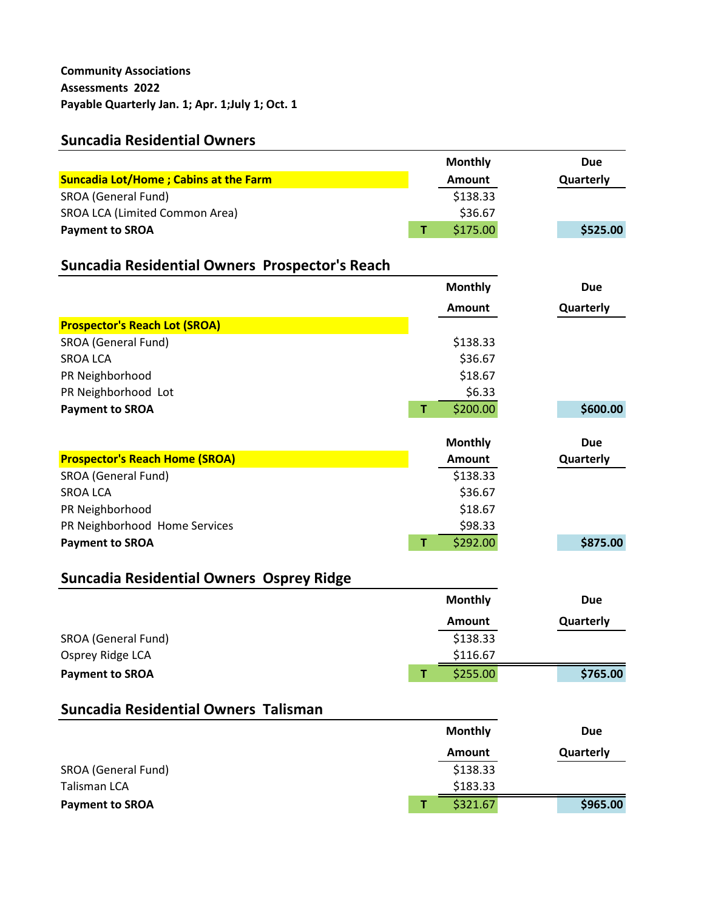**Community Associations**
**Assessments 2022**
**Payable Quarterly Jan. 1; Apr. 1;July 1; Oct. 1**

## Suncadia Residential Owners

| | | Monthly Amount | Due Quarterly |
|---|---|---|---|
| **Suncadia Lot/Home ; Cabins at the Farm** | | | |
| SROA (General Fund) | | $138.33 | |
| SROA LCA (Limited Common Area) | | $36.67 | |
| **Payment to SROA** | **T** | $175.00 | **$525.00** |

## Suncadia Residential Owners Prospector's Reach

| | | Monthly Amount | Due Quarterly |
|---|---|---|---|
| **Prospector's Reach Lot (SROA)** | | | |
| SROA (General Fund) | | $138.33 | |
| SROA LCA | | $36.67 | |
| PR Neighborhood | | $18.67 | |
| PR Neighborhood Lot | | $6.33 | |
| **Payment to SROA** | **T** | $200.00 | **$600.00** |

| | | Monthly Amount | Due Quarterly |
|---|---|---|---|
| **Prospector's Reach Home (SROA)** | | | |
| SROA (General Fund) | | $138.33 | |
| SROA LCA | | $36.67 | |
| PR Neighborhood | | $18.67 | |
| PR Neighborhood Home Services | | $98.33 | |
| **Payment to SROA** | **T** | $292.00 | **$875.00** |

## Suncadia Residential Owners Osprey Ridge

| | | Monthly Amount | Due Quarterly |
|---|---|---|---|
| SROA (General Fund) | | $138.33 | |
| Osprey Ridge LCA | | $116.67 | |
| **Payment to SROA** | **T** | $255.00 | **$765.00** |

## Suncadia Residential Owners Talisman

| | | Monthly Amount | Due Quarterly |
|---|---|---|---|
| SROA (General Fund) | | $138.33 | |
| Talisman LCA | | $183.33 | |
| **Payment to SROA** | **T** | $321.67 | **$965.00** |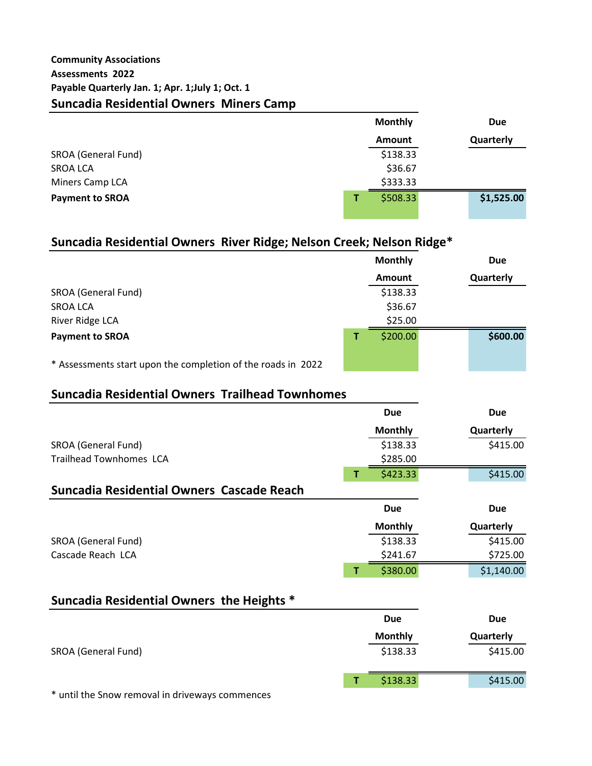**Community Associations**
**Assessments 2022**
**Payable Quarterly Jan. 1; Apr. 1;July 1; Oct. 1**

## Suncadia Residential Owners Miners Camp

| | | Monthly Amount | Due Quarterly |
|---|---|---|---|
| SROA (General Fund) | | $138.33 | |
| SROA LCA | | $36.67 | |
| Miners Camp LCA | | $333.33 | |
| **Payment to SROA** | **T** | $508.33 | **$1,525.00** |

## Suncadia Residential Owners River Ridge; Nelson Creek; Nelson Ridge*

| | | Monthly Amount | Due Quarterly |
|---|---|---|---|
| SROA (General Fund) | | $138.33 | |
| SROA LCA | | $36.67 | |
| River Ridge LCA | | $25.00 | |
| **Payment to SROA** | **T** | $200.00 | **$600.00** |

* Assessments start upon the completion of the roads in 2022

## Suncadia Residential Owners Trailhead Townhomes

| | | Due Monthly | Due Quarterly |
|---|---|---|---|
| SROA (General Fund) | | $138.33 | $415.00 |
| Trailhead Townhomes LCA | | $285.00 | |
| | **T** | $423.33 | $415.00 |

## Suncadia Residential Owners Cascade Reach

| | | Due Monthly | Due Quarterly |
|---|---|---|---|
| SROA (General Fund) | | $138.33 | $415.00 |
| Cascade Reach LCA | | $241.67 | $725.00 |
| | **T** | $380.00 | $1,140.00 |

## Suncadia Residential Owners the Heights *

| | | Due Monthly | Due Quarterly |
|---|---|---|---|
| SROA (General Fund) | | $138.33 | $415.00 |
| | **T** | $138.33 | $415.00 |

* until the Snow removal in driveways commences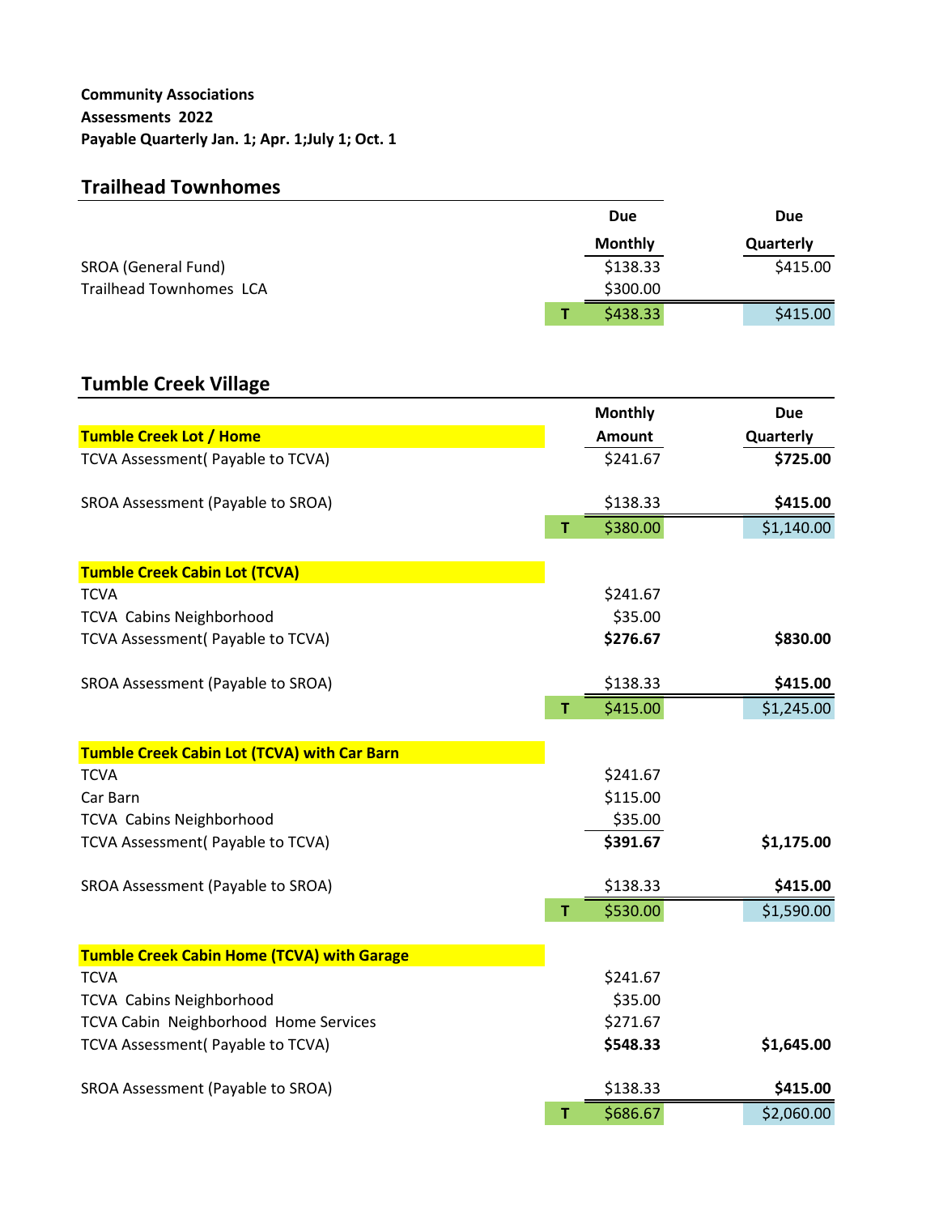**Community Associations**
**Assessments 2022**
**Payable Quarterly Jan. 1; Apr. 1;July 1; Oct. 1**

## Trailhead Townhomes

| | | Due Monthly | Due Quarterly |
|---|---|---|---|
| SROA (General Fund) | | $138.33 | $415.00 |
| Trailhead Townhomes LCA | | $300.00 | |
| | T | $438.33 | $415.00 |

## Tumble Creek Village

| **Tumble Creek Lot / Home** | | Monthly Amount | Due Quarterly |
|---|---|---|---|
| TCVA Assessment( Payable to TCVA) | | $241.67 | **$725.00** |
| SROA Assessment (Payable to SROA) | | $138.33 | **$415.00** |
| | T | $380.00 | $1,140.00 |
| **Tumble Creek Cabin Lot (TCVA)** | | | |
| TCVA | | $241.67 | |
| TCVA Cabins Neighborhood | | $35.00 | |
| TCVA Assessment( Payable to TCVA) | | **$276.67** | **$830.00** |
| SROA Assessment (Payable to SROA) | | $138.33 | **$415.00** |
| | T | $415.00 | $1,245.00 |
| **Tumble Creek Cabin Lot (TCVA) with Car Barn** | | | |
| TCVA | | $241.67 | |
| Car Barn | | $115.00 | |
| TCVA Cabins Neighborhood | | $35.00 | |
| TCVA Assessment( Payable to TCVA) | | **$391.67** | **$1,175.00** |
| SROA Assessment (Payable to SROA) | | $138.33 | **$415.00** |
| | T | $530.00 | $1,590.00 |
| **Tumble Creek Cabin Home (TCVA) with Garage** | | | |
| TCVA | | $241.67 | |
| TCVA Cabins Neighborhood | | $35.00 | |
| TCVA Cabin Neighborhood Home Services | | $271.67 | |
| TCVA Assessment( Payable to TCVA) | | **$548.33** | **$1,645.00** |
| SROA Assessment (Payable to SROA) | | $138.33 | **$415.00** |
| | T | $686.67 | $2,060.00 |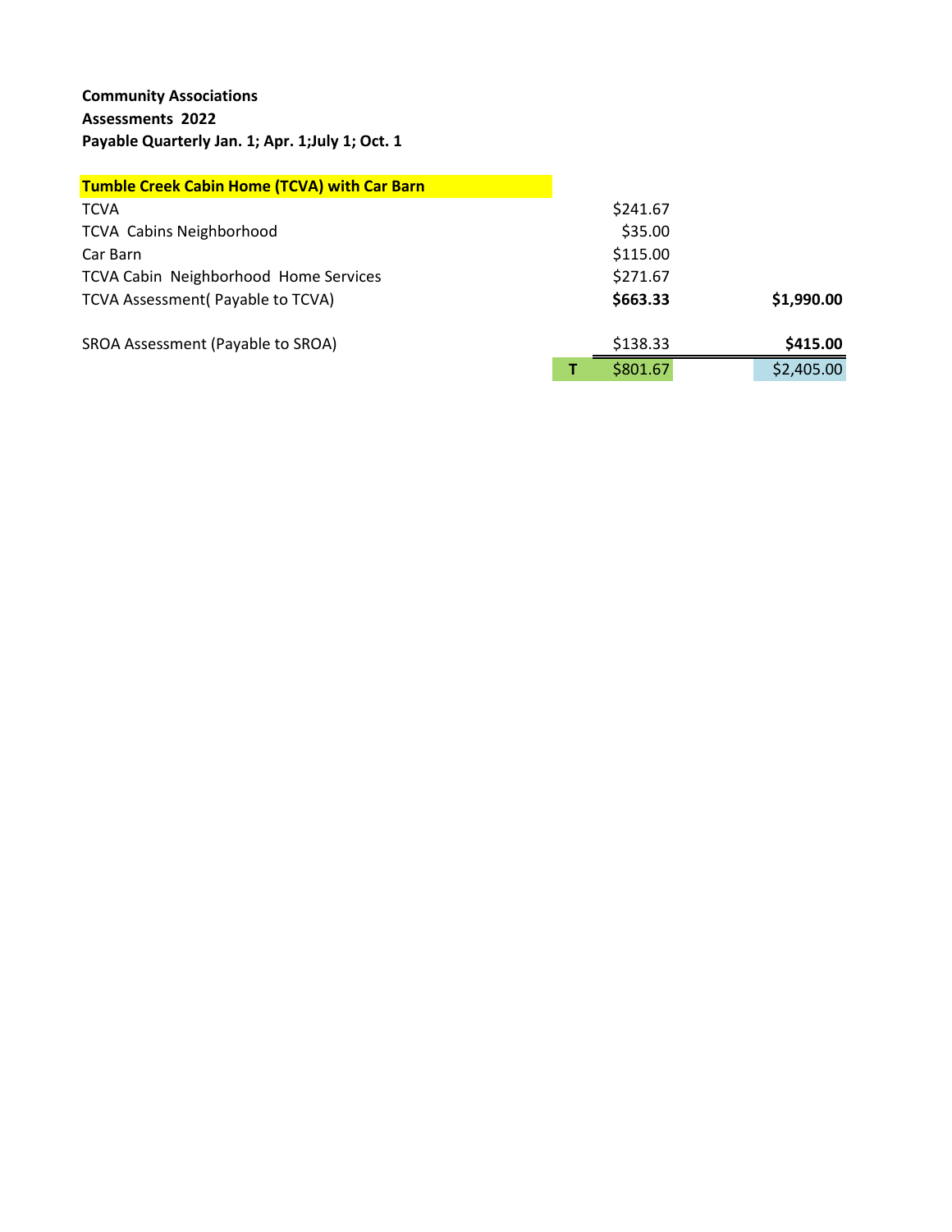**Community Associations**
**Assessments 2022**
**Payable Quarterly Jan. 1; Apr. 1;July 1; Oct. 1**

| **Tumble Creek Cabin Home (TCVA) with Car Barn** | | | |
|---|---|---|---|
| TCVA | | $241.67 | |
| TCVA Cabins Neighborhood | | $35.00 | |
| Car Barn | | $115.00 | |
| TCVA Cabin Neighborhood Home Services | | $271.67 | |
| TCVA Assessment( Payable to TCVA) | | **$663.33** | **$1,990.00** |
| | | | |
| SROA Assessment (Payable to SROA) | | $138.33 | **$415.00** |
| | **T** | $801.67 | $2,405.00 |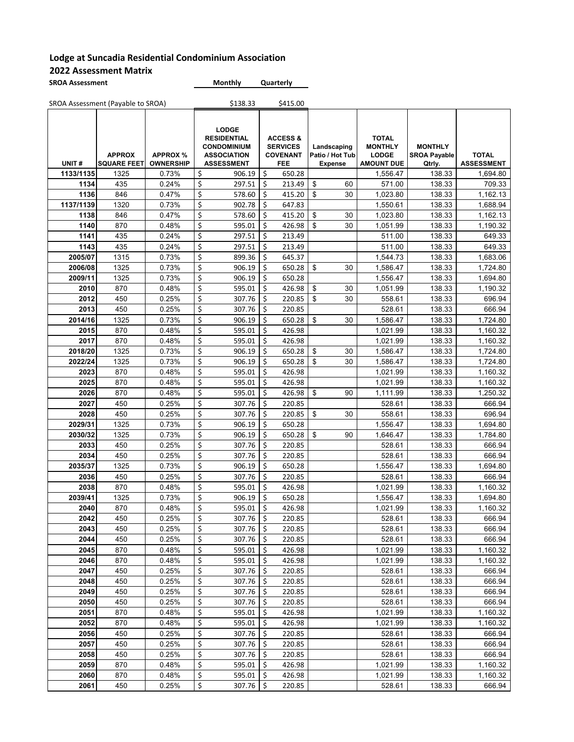# Lodge at Suncadia Residential Condominium Association

## 2022 Assessment Matrix

| SROA Assessment | Monthly | Quarterly |
|---|---|---|
| SROA Assessment (Payable to SROA) | $138.33 | $415.00 |

| UNIT # | APPROX SQUARE FEET | APPROX % OWNERSHIP | LODGE RESIDENTIAL CONDOMINIUM ASSOCIATION ASSESSMENT | ACCESS & SERVICES COVENANT FEE | Landscaping Patio / Hot Tub Expense | TOTAL MONTHLY LODGE AMOUNT DUE | MONTHLY SROA Payable Qtrly. | TOTAL ASSESSMENT |
|---|---|---|---|---|---|---|---|---|
| 1133/1135 | 1325 | 0.73% | $ 906.19 | $ 650.28 | | 1,556.47 | 138.33 | 1,694.80 |
| 1134 | 435 | 0.24% | $ 297.51 | $ 213.49 | $ 60 | 571.00 | 138.33 | 709.33 |
| 1136 | 846 | 0.47% | $ 578.60 | $ 415.20 | $ 30 | 1,023.80 | 138.33 | 1,162.13 |
| 1137/1139 | 1320 | 0.73% | $ 902.78 | $ 647.83 | | 1,550.61 | 138.33 | 1,688.94 |
| 1138 | 846 | 0.47% | $ 578.60 | $ 415.20 | $ 30 | 1,023.80 | 138.33 | 1,162.13 |
| 1140 | 870 | 0.48% | $ 595.01 | $ 426.98 | $ 30 | 1,051.99 | 138.33 | 1,190.32 |
| 1141 | 435 | 0.24% | $ 297.51 | $ 213.49 | | 511.00 | 138.33 | 649.33 |
| 1143 | 435 | 0.24% | $ 297.51 | $ 213.49 | | 511.00 | 138.33 | 649.33 |
| 2005/07 | 1315 | 0.73% | $ 899.36 | $ 645.37 | | 1,544.73 | 138.33 | 1,683.06 |
| 2006/08 | 1325 | 0.73% | $ 906.19 | $ 650.28 | $ 30 | 1,586.47 | 138.33 | 1,724.80 |
| 2009/11 | 1325 | 0.73% | $ 906.19 | $ 650.28 | | 1,556.47 | 138.33 | 1,694.80 |
| 2010 | 870 | 0.48% | $ 595.01 | $ 426.98 | $ 30 | 1,051.99 | 138.33 | 1,190.32 |
| 2012 | 450 | 0.25% | $ 307.76 | $ 220.85 | $ 30 | 558.61 | 138.33 | 696.94 |
| 2013 | 450 | 0.25% | $ 307.76 | $ 220.85 | | 528.61 | 138.33 | 666.94 |
| 2014/16 | 1325 | 0.73% | $ 906.19 | $ 650.28 | $ 30 | 1,586.47 | 138.33 | 1,724.80 |
| 2015 | 870 | 0.48% | $ 595.01 | $ 426.98 | | 1,021.99 | 138.33 | 1,160.32 |
| 2017 | 870 | 0.48% | $ 595.01 | $ 426.98 | | 1,021.99 | 138.33 | 1,160.32 |
| 2018/20 | 1325 | 0.73% | $ 906.19 | $ 650.28 | $ 30 | 1,586.47 | 138.33 | 1,724.80 |
| 2022/24 | 1325 | 0.73% | $ 906.19 | $ 650.28 | $ 30 | 1,586.47 | 138.33 | 1,724.80 |
| 2023 | 870 | 0.48% | $ 595.01 | $ 426.98 | | 1,021.99 | 138.33 | 1,160.32 |
| 2025 | 870 | 0.48% | $ 595.01 | $ 426.98 | | 1,021.99 | 138.33 | 1,160.32 |
| 2026 | 870 | 0.48% | $ 595.01 | $ 426.98 | $ 90 | 1,111.99 | 138.33 | 1,250.32 |
| 2027 | 450 | 0.25% | $ 307.76 | $ 220.85 | | 528.61 | 138.33 | 666.94 |
| 2028 | 450 | 0.25% | $ 307.76 | $ 220.85 | $ 30 | 558.61 | 138.33 | 696.94 |
| 2029/31 | 1325 | 0.73% | $ 906.19 | $ 650.28 | | 1,556.47 | 138.33 | 1,694.80 |
| 2030/32 | 1325 | 0.73% | $ 906.19 | $ 650.28 | $ 90 | 1,646.47 | 138.33 | 1,784.80 |
| 2033 | 450 | 0.25% | $ 307.76 | $ 220.85 | | 528.61 | 138.33 | 666.94 |
| 2034 | 450 | 0.25% | $ 307.76 | $ 220.85 | | 528.61 | 138.33 | 666.94 |
| 2035/37 | 1325 | 0.73% | $ 906.19 | $ 650.28 | | 1,556.47 | 138.33 | 1,694.80 |
| 2036 | 450 | 0.25% | $ 307.76 | $ 220.85 | | 528.61 | 138.33 | 666.94 |
| 2038 | 870 | 0.48% | $ 595.01 | $ 426.98 | | 1,021.99 | 138.33 | 1,160.32 |
| 2039/41 | 1325 | 0.73% | $ 906.19 | $ 650.28 | | 1,556.47 | 138.33 | 1,694.80 |
| 2040 | 870 | 0.48% | $ 595.01 | $ 426.98 | | 1,021.99 | 138.33 | 1,160.32 |
| 2042 | 450 | 0.25% | $ 307.76 | $ 220.85 | | 528.61 | 138.33 | 666.94 |
| 2043 | 450 | 0.25% | $ 307.76 | $ 220.85 | | 528.61 | 138.33 | 666.94 |
| 2044 | 450 | 0.25% | $ 307.76 | $ 220.85 | | 528.61 | 138.33 | 666.94 |
| 2045 | 870 | 0.48% | $ 595.01 | $ 426.98 | | 1,021.99 | 138.33 | 1,160.32 |
| 2046 | 870 | 0.48% | $ 595.01 | $ 426.98 | | 1,021.99 | 138.33 | 1,160.32 |
| 2047 | 450 | 0.25% | $ 307.76 | $ 220.85 | | 528.61 | 138.33 | 666.94 |
| 2048 | 450 | 0.25% | $ 307.76 | $ 220.85 | | 528.61 | 138.33 | 666.94 |
| 2049 | 450 | 0.25% | $ 307.76 | $ 220.85 | | 528.61 | 138.33 | 666.94 |
| 2050 | 450 | 0.25% | $ 307.76 | $ 220.85 | | 528.61 | 138.33 | 666.94 |
| 2051 | 870 | 0.48% | $ 595.01 | $ 426.98 | | 1,021.99 | 138.33 | 1,160.32 |
| 2052 | 870 | 0.48% | $ 595.01 | $ 426.98 | | 1,021.99 | 138.33 | 1,160.32 |
| 2056 | 450 | 0.25% | $ 307.76 | $ 220.85 | | 528.61 | 138.33 | 666.94 |
| 2057 | 450 | 0.25% | $ 307.76 | $ 220.85 | | 528.61 | 138.33 | 666.94 |
| 2058 | 450 | 0.25% | $ 307.76 | $ 220.85 | | 528.61 | 138.33 | 666.94 |
| 2059 | 870 | 0.48% | $ 595.01 | $ 426.98 | | 1,021.99 | 138.33 | 1,160.32 |
| 2060 | 870 | 0.48% | $ 595.01 | $ 426.98 | | 1,021.99 | 138.33 | 1,160.32 |
| 2061 | 450 | 0.25% | $ 307.76 | $ 220.85 | | 528.61 | 138.33 | 666.94 |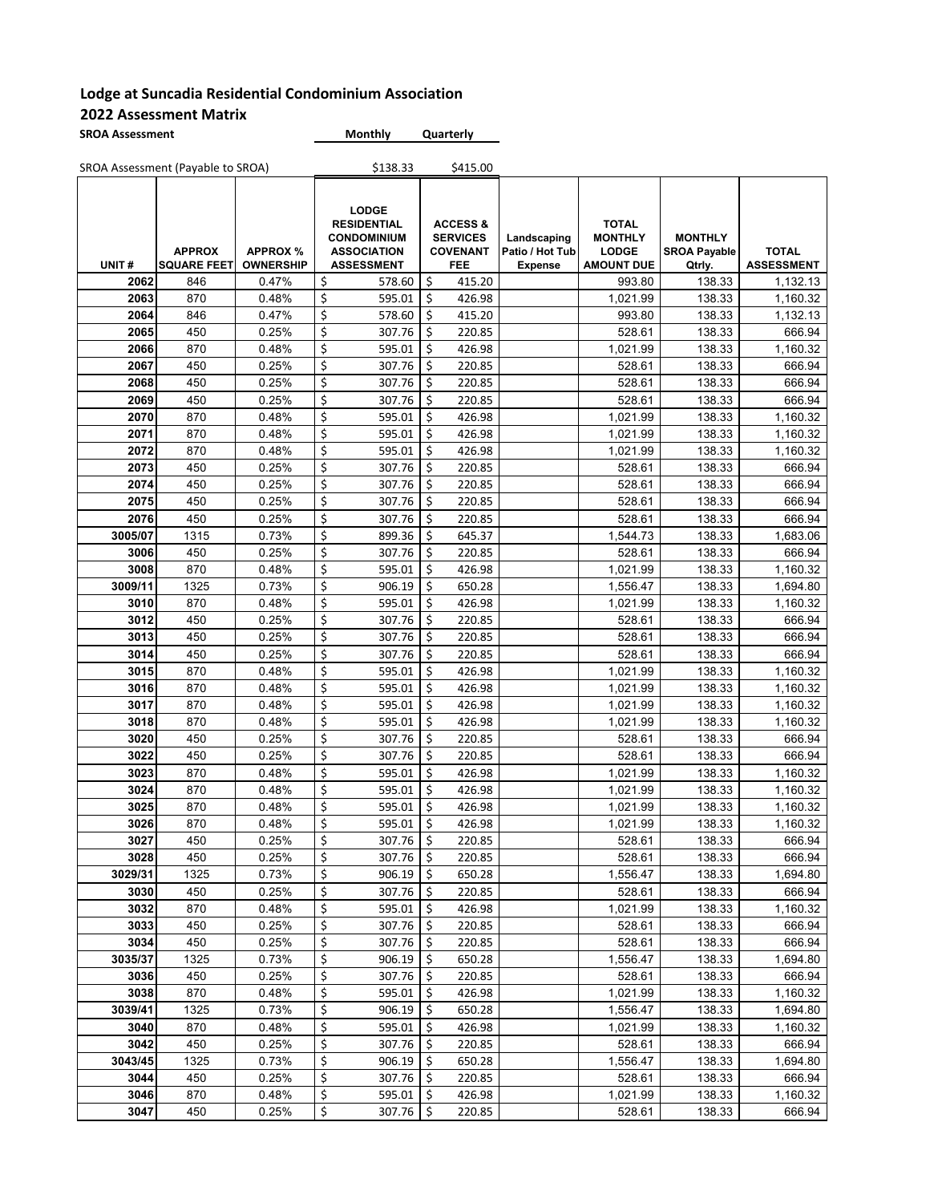**Lodge at Suncadia Residential Condominium Association**

**2022 Assessment Matrix**

| **SROA Assessment** | **Monthly** | **Quarterly** |
|---|---|---|
| SROA Assessment (Payable to SROA) | $138.33 | $415.00 |

| UNIT # | APPROX SQUARE FEET | APPROX % OWNERSHIP | LODGE RESIDENTIAL CONDOMINIUM ASSOCIATION ASSESSMENT | ACCESS & SERVICES COVENANT FEE | Landscaping Patio / Hot Tub Expense | TOTAL MONTHLY LODGE AMOUNT DUE | MONTHLY SROA Payable Qtrly. | TOTAL ASSESSMENT |
|---|---|---|---|---|---|---|---|---|
| 2062 | 846 | 0.47% | $ 578.60 | $ 415.20 | | 993.80 | 138.33 | 1,132.13 |
| 2063 | 870 | 0.48% | $ 595.01 | $ 426.98 | | 1,021.99 | 138.33 | 1,160.32 |
| 2064 | 846 | 0.47% | $ 578.60 | $ 415.20 | | 993.80 | 138.33 | 1,132.13 |
| 2065 | 450 | 0.25% | $ 307.76 | $ 220.85 | | 528.61 | 138.33 | 666.94 |
| 2066 | 870 | 0.48% | $ 595.01 | $ 426.98 | | 1,021.99 | 138.33 | 1,160.32 |
| 2067 | 450 | 0.25% | $ 307.76 | $ 220.85 | | 528.61 | 138.33 | 666.94 |
| 2068 | 450 | 0.25% | $ 307.76 | $ 220.85 | | 528.61 | 138.33 | 666.94 |
| 2069 | 450 | 0.25% | $ 307.76 | $ 220.85 | | 528.61 | 138.33 | 666.94 |
| 2070 | 870 | 0.48% | $ 595.01 | $ 426.98 | | 1,021.99 | 138.33 | 1,160.32 |
| 2071 | 870 | 0.48% | $ 595.01 | $ 426.98 | | 1,021.99 | 138.33 | 1,160.32 |
| 2072 | 870 | 0.48% | $ 595.01 | $ 426.98 | | 1,021.99 | 138.33 | 1,160.32 |
| 2073 | 450 | 0.25% | $ 307.76 | $ 220.85 | | 528.61 | 138.33 | 666.94 |
| 2074 | 450 | 0.25% | $ 307.76 | $ 220.85 | | 528.61 | 138.33 | 666.94 |
| 2075 | 450 | 0.25% | $ 307.76 | $ 220.85 | | 528.61 | 138.33 | 666.94 |
| 2076 | 450 | 0.25% | $ 307.76 | $ 220.85 | | 528.61 | 138.33 | 666.94 |
| 3005/07 | 1315 | 0.73% | $ 899.36 | $ 645.37 | | 1,544.73 | 138.33 | 1,683.06 |
| 3006 | 450 | 0.25% | $ 307.76 | $ 220.85 | | 528.61 | 138.33 | 666.94 |
| 3008 | 870 | 0.48% | $ 595.01 | $ 426.98 | | 1,021.99 | 138.33 | 1,160.32 |
| 3009/11 | 1325 | 0.73% | $ 906.19 | $ 650.28 | | 1,556.47 | 138.33 | 1,694.80 |
| 3010 | 870 | 0.48% | $ 595.01 | $ 426.98 | | 1,021.99 | 138.33 | 1,160.32 |
| 3012 | 450 | 0.25% | $ 307.76 | $ 220.85 | | 528.61 | 138.33 | 666.94 |
| 3013 | 450 | 0.25% | $ 307.76 | $ 220.85 | | 528.61 | 138.33 | 666.94 |
| 3014 | 450 | 0.25% | $ 307.76 | $ 220.85 | | 528.61 | 138.33 | 666.94 |
| 3015 | 870 | 0.48% | $ 595.01 | $ 426.98 | | 1,021.99 | 138.33 | 1,160.32 |
| 3016 | 870 | 0.48% | $ 595.01 | $ 426.98 | | 1,021.99 | 138.33 | 1,160.32 |
| 3017 | 870 | 0.48% | $ 595.01 | $ 426.98 | | 1,021.99 | 138.33 | 1,160.32 |
| 3018 | 870 | 0.48% | $ 595.01 | $ 426.98 | | 1,021.99 | 138.33 | 1,160.32 |
| 3020 | 450 | 0.25% | $ 307.76 | $ 220.85 | | 528.61 | 138.33 | 666.94 |
| 3022 | 450 | 0.25% | $ 307.76 | $ 220.85 | | 528.61 | 138.33 | 666.94 |
| 3023 | 870 | 0.48% | $ 595.01 | $ 426.98 | | 1,021.99 | 138.33 | 1,160.32 |
| 3024 | 870 | 0.48% | $ 595.01 | $ 426.98 | | 1,021.99 | 138.33 | 1,160.32 |
| 3025 | 870 | 0.48% | $ 595.01 | $ 426.98 | | 1,021.99 | 138.33 | 1,160.32 |
| 3026 | 870 | 0.48% | $ 595.01 | $ 426.98 | | 1,021.99 | 138.33 | 1,160.32 |
| 3027 | 450 | 0.25% | $ 307.76 | $ 220.85 | | 528.61 | 138.33 | 666.94 |
| 3028 | 450 | 0.25% | $ 307.76 | $ 220.85 | | 528.61 | 138.33 | 666.94 |
| 3029/31 | 1325 | 0.73% | $ 906.19 | $ 650.28 | | 1,556.47 | 138.33 | 1,694.80 |
| 3030 | 450 | 0.25% | $ 307.76 | $ 220.85 | | 528.61 | 138.33 | 666.94 |
| 3032 | 870 | 0.48% | $ 595.01 | $ 426.98 | | 1,021.99 | 138.33 | 1,160.32 |
| 3033 | 450 | 0.25% | $ 307.76 | $ 220.85 | | 528.61 | 138.33 | 666.94 |
| 3034 | 450 | 0.25% | $ 307.76 | $ 220.85 | | 528.61 | 138.33 | 666.94 |
| 3035/37 | 1325 | 0.73% | $ 906.19 | $ 650.28 | | 1,556.47 | 138.33 | 1,694.80 |
| 3036 | 450 | 0.25% | $ 307.76 | $ 220.85 | | 528.61 | 138.33 | 666.94 |
| 3038 | 870 | 0.48% | $ 595.01 | $ 426.98 | | 1,021.99 | 138.33 | 1,160.32 |
| 3039/41 | 1325 | 0.73% | $ 906.19 | $ 650.28 | | 1,556.47 | 138.33 | 1,694.80 |
| 3040 | 870 | 0.48% | $ 595.01 | $ 426.98 | | 1,021.99 | 138.33 | 1,160.32 |
| 3042 | 450 | 0.25% | $ 307.76 | $ 220.85 | | 528.61 | 138.33 | 666.94 |
| 3043/45 | 1325 | 0.73% | $ 906.19 | $ 650.28 | | 1,556.47 | 138.33 | 1,694.80 |
| 3044 | 450 | 0.25% | $ 307.76 | $ 220.85 | | 528.61 | 138.33 | 666.94 |
| 3046 | 870 | 0.48% | $ 595.01 | $ 426.98 | | 1,021.99 | 138.33 | 1,160.32 |
| 3047 | 450 | 0.25% | $ 307.76 | $ 220.85 | | 528.61 | 138.33 | 666.94 |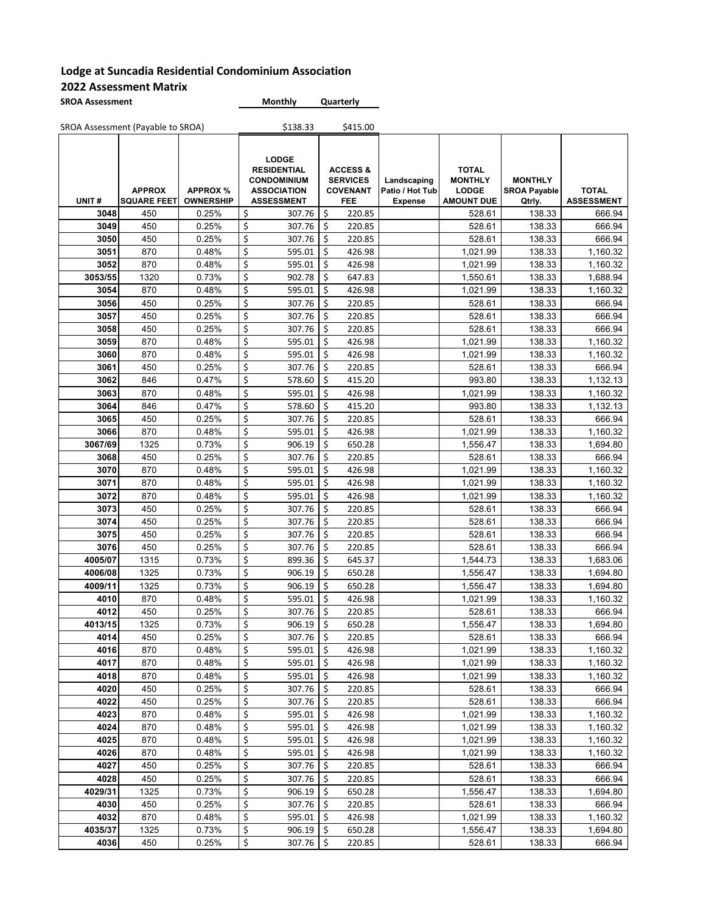**Lodge at Suncadia Residential Condominium Association**

**2022 Assessment Matrix**

| SROA Assessment | Monthly | Quarterly |
|---|---|---|
| SROA Assessment (Payable to SROA) | \$138.33 | \$415.00 |

| UNIT # | APPROX SQUARE FEET | APPROX % OWNERSHIP | LODGE RESIDENTIAL CONDOMINIUM ASSOCIATION ASSESSMENT | ACCESS & SERVICES COVENANT FEE | Landscaping Patio / Hot Tub Expense | TOTAL MONTHLY LODGE AMOUNT DUE | MONTHLY SROA Payable Qtrly. | TOTAL ASSESSMENT |
|---|---|---|---|---|---|---|---|---|
| 3048 | 450 | 0.25% | $ 307.76 | $ 220.85 | | 528.61 | 138.33 | 666.94 |
| 3049 | 450 | 0.25% | $ 307.76 | $ 220.85 | | 528.61 | 138.33 | 666.94 |
| 3050 | 450 | 0.25% | $ 307.76 | $ 220.85 | | 528.61 | 138.33 | 666.94 |
| 3051 | 870 | 0.48% | $ 595.01 | $ 426.98 | | 1,021.99 | 138.33 | 1,160.32 |
| 3052 | 870 | 0.48% | $ 595.01 | $ 426.98 | | 1,021.99 | 138.33 | 1,160.32 |
| 3053/55 | 1320 | 0.73% | $ 902.78 | $ 647.83 | | 1,550.61 | 138.33 | 1,688.94 |
| 3054 | 870 | 0.48% | $ 595.01 | $ 426.98 | | 1,021.99 | 138.33 | 1,160.32 |
| 3056 | 450 | 0.25% | $ 307.76 | $ 220.85 | | 528.61 | 138.33 | 666.94 |
| 3057 | 450 | 0.25% | $ 307.76 | $ 220.85 | | 528.61 | 138.33 | 666.94 |
| 3058 | 450 | 0.25% | $ 307.76 | $ 220.85 | | 528.61 | 138.33 | 666.94 |
| 3059 | 870 | 0.48% | $ 595.01 | $ 426.98 | | 1,021.99 | 138.33 | 1,160.32 |
| 3060 | 870 | 0.48% | $ 595.01 | $ 426.98 | | 1,021.99 | 138.33 | 1,160.32 |
| 3061 | 450 | 0.25% | $ 307.76 | $ 220.85 | | 528.61 | 138.33 | 666.94 |
| 3062 | 846 | 0.47% | $ 578.60 | $ 415.20 | | 993.80 | 138.33 | 1,132.13 |
| 3063 | 870 | 0.48% | $ 595.01 | $ 426.98 | | 1,021.99 | 138.33 | 1,160.32 |
| 3064 | 846 | 0.47% | $ 578.60 | $ 415.20 | | 993.80 | 138.33 | 1,132.13 |
| 3065 | 450 | 0.25% | $ 307.76 | $ 220.85 | | 528.61 | 138.33 | 666.94 |
| 3066 | 870 | 0.48% | $ 595.01 | $ 426.98 | | 1,021.99 | 138.33 | 1,160.32 |
| 3067/69 | 1325 | 0.73% | $ 906.19 | $ 650.28 | | 1,556.47 | 138.33 | 1,694.80 |
| 3068 | 450 | 0.25% | $ 307.76 | $ 220.85 | | 528.61 | 138.33 | 666.94 |
| 3070 | 870 | 0.48% | $ 595.01 | $ 426.98 | | 1,021.99 | 138.33 | 1,160.32 |
| 3071 | 870 | 0.48% | $ 595.01 | $ 426.98 | | 1,021.99 | 138.33 | 1,160.32 |
| 3072 | 870 | 0.48% | $ 595.01 | $ 426.98 | | 1,021.99 | 138.33 | 1,160.32 |
| 3073 | 450 | 0.25% | $ 307.76 | $ 220.85 | | 528.61 | 138.33 | 666.94 |
| 3074 | 450 | 0.25% | $ 307.76 | $ 220.85 | | 528.61 | 138.33 | 666.94 |
| 3075 | 450 | 0.25% | $ 307.76 | $ 220.85 | | 528.61 | 138.33 | 666.94 |
| 3076 | 450 | 0.25% | $ 307.76 | $ 220.85 | | 528.61 | 138.33 | 666.94 |
| 4005/07 | 1315 | 0.73% | $ 899.36 | $ 645.37 | | 1,544.73 | 138.33 | 1,683.06 |
| 4006/08 | 1325 | 0.73% | $ 906.19 | $ 650.28 | | 1,556.47 | 138.33 | 1,694.80 |
| 4009/11 | 1325 | 0.73% | $ 906.19 | $ 650.28 | | 1,556.47 | 138.33 | 1,694.80 |
| 4010 | 870 | 0.48% | $ 595.01 | $ 426.98 | | 1,021.99 | 138.33 | 1,160.32 |
| 4012 | 450 | 0.25% | $ 307.76 | $ 220.85 | | 528.61 | 138.33 | 666.94 |
| 4013/15 | 1325 | 0.73% | $ 906.19 | $ 650.28 | | 1,556.47 | 138.33 | 1,694.80 |
| 4014 | 450 | 0.25% | $ 307.76 | $ 220.85 | | 528.61 | 138.33 | 666.94 |
| 4016 | 870 | 0.48% | $ 595.01 | $ 426.98 | | 1,021.99 | 138.33 | 1,160.32 |
| 4017 | 870 | 0.48% | $ 595.01 | $ 426.98 | | 1,021.99 | 138.33 | 1,160.32 |
| 4018 | 870 | 0.48% | $ 595.01 | $ 426.98 | | 1,021.99 | 138.33 | 1,160.32 |
| 4020 | 450 | 0.25% | $ 307.76 | $ 220.85 | | 528.61 | 138.33 | 666.94 |
| 4022 | 450 | 0.25% | $ 307.76 | $ 220.85 | | 528.61 | 138.33 | 666.94 |
| 4023 | 870 | 0.48% | $ 595.01 | $ 426.98 | | 1,021.99 | 138.33 | 1,160.32 |
| 4024 | 870 | 0.48% | $ 595.01 | $ 426.98 | | 1,021.99 | 138.33 | 1,160.32 |
| 4025 | 870 | 0.48% | $ 595.01 | $ 426.98 | | 1,021.99 | 138.33 | 1,160.32 |
| 4026 | 870 | 0.48% | $ 595.01 | $ 426.98 | | 1,021.99 | 138.33 | 1,160.32 |
| 4027 | 450 | 0.25% | $ 307.76 | $ 220.85 | | 528.61 | 138.33 | 666.94 |
| 4028 | 450 | 0.25% | $ 307.76 | $ 220.85 | | 528.61 | 138.33 | 666.94 |
| 4029/31 | 1325 | 0.73% | $ 906.19 | $ 650.28 | | 1,556.47 | 138.33 | 1,694.80 |
| 4030 | 450 | 0.25% | $ 307.76 | $ 220.85 | | 528.61 | 138.33 | 666.94 |
| 4032 | 870 | 0.48% | $ 595.01 | $ 426.98 | | 1,021.99 | 138.33 | 1,160.32 |
| 4035/37 | 1325 | 0.73% | $ 906.19 | $ 650.28 | | 1,556.47 | 138.33 | 1,694.80 |
| 4036 | 450 | 0.25% | $ 307.76 | $ 220.85 | | 528.61 | 138.33 | 666.94 |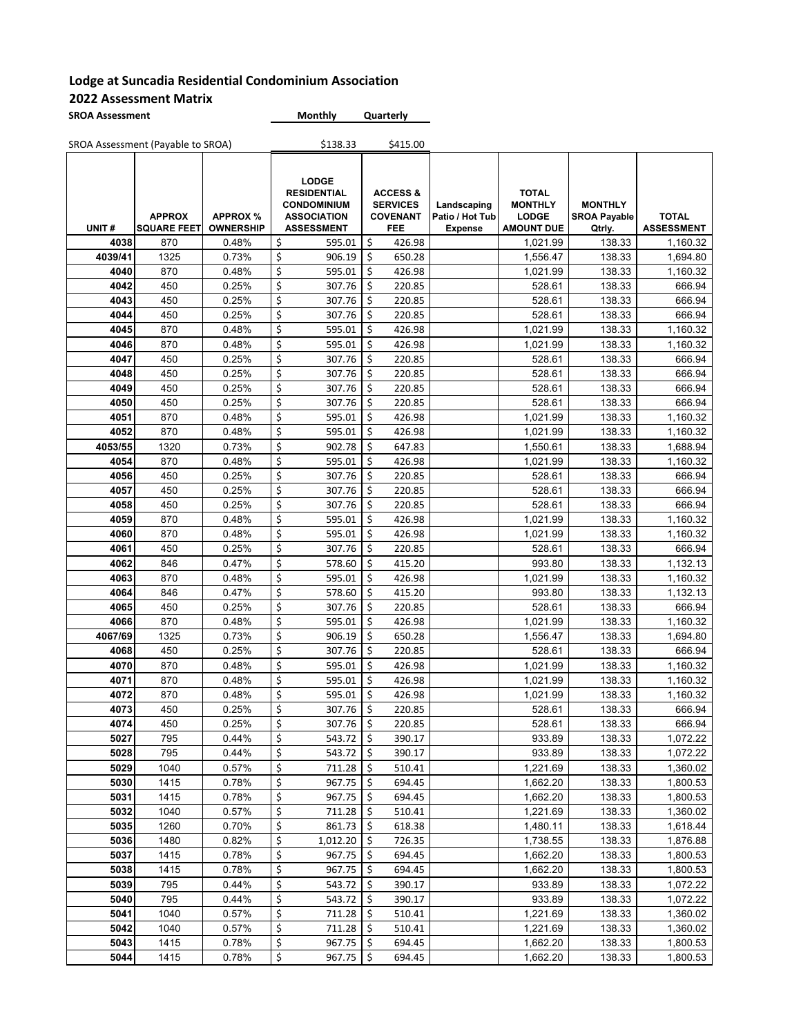## Lodge at Suncadia Residential Condominium Association

## 2022 Assessment Matrix

| SROA Assessment | Monthly | Quarterly |
|---|---|---|
| SROA Assessment (Payable to SROA) | $138.33 | $415.00 |

| UNIT # | APPROX SQUARE FEET | APPROX % OWNERSHIP | LODGE RESIDENTIAL CONDOMINIUM ASSOCIATION ASSESSMENT | ACCESS & SERVICES COVENANT FEE | Landscaping Patio / Hot Tub Expense | TOTAL MONTHLY LODGE AMOUNT DUE | MONTHLY SROA Payable Qtrly. | TOTAL ASSESSMENT |
|---|---|---|---|---|---|---|---|---|
| 4038 | 870 | 0.48% | $ 595.01 | $ 426.98 | | 1,021.99 | 138.33 | 1,160.32 |
| 4039/41 | 1325 | 0.73% | $ 906.19 | $ 650.28 | | 1,556.47 | 138.33 | 1,694.80 |
| 4040 | 870 | 0.48% | $ 595.01 | $ 426.98 | | 1,021.99 | 138.33 | 1,160.32 |
| 4042 | 450 | 0.25% | $ 307.76 | $ 220.85 | | 528.61 | 138.33 | 666.94 |
| 4043 | 450 | 0.25% | $ 307.76 | $ 220.85 | | 528.61 | 138.33 | 666.94 |
| 4044 | 450 | 0.25% | $ 307.76 | $ 220.85 | | 528.61 | 138.33 | 666.94 |
| 4045 | 870 | 0.48% | $ 595.01 | $ 426.98 | | 1,021.99 | 138.33 | 1,160.32 |
| 4046 | 870 | 0.48% | $ 595.01 | $ 426.98 | | 1,021.99 | 138.33 | 1,160.32 |
| 4047 | 450 | 0.25% | $ 307.76 | $ 220.85 | | 528.61 | 138.33 | 666.94 |
| 4048 | 450 | 0.25% | $ 307.76 | $ 220.85 | | 528.61 | 138.33 | 666.94 |
| 4049 | 450 | 0.25% | $ 307.76 | $ 220.85 | | 528.61 | 138.33 | 666.94 |
| 4050 | 450 | 0.25% | $ 307.76 | $ 220.85 | | 528.61 | 138.33 | 666.94 |
| 4051 | 870 | 0.48% | $ 595.01 | $ 426.98 | | 1,021.99 | 138.33 | 1,160.32 |
| 4052 | 870 | 0.48% | $ 595.01 | $ 426.98 | | 1,021.99 | 138.33 | 1,160.32 |
| 4053/55 | 1320 | 0.73% | $ 902.78 | $ 647.83 | | 1,550.61 | 138.33 | 1,688.94 |
| 4054 | 870 | 0.48% | $ 595.01 | $ 426.98 | | 1,021.99 | 138.33 | 1,160.32 |
| 4056 | 450 | 0.25% | $ 307.76 | $ 220.85 | | 528.61 | 138.33 | 666.94 |
| 4057 | 450 | 0.25% | $ 307.76 | $ 220.85 | | 528.61 | 138.33 | 666.94 |
| 4058 | 450 | 0.25% | $ 307.76 | $ 220.85 | | 528.61 | 138.33 | 666.94 |
| 4059 | 870 | 0.48% | $ 595.01 | $ 426.98 | | 1,021.99 | 138.33 | 1,160.32 |
| 4060 | 870 | 0.48% | $ 595.01 | $ 426.98 | | 1,021.99 | 138.33 | 1,160.32 |
| 4061 | 450 | 0.25% | $ 307.76 | $ 220.85 | | 528.61 | 138.33 | 666.94 |
| 4062 | 846 | 0.47% | $ 578.60 | $ 415.20 | | 993.80 | 138.33 | 1,132.13 |
| 4063 | 870 | 0.48% | $ 595.01 | $ 426.98 | | 1,021.99 | 138.33 | 1,160.32 |
| 4064 | 846 | 0.47% | $ 578.60 | $ 415.20 | | 993.80 | 138.33 | 1,132.13 |
| 4065 | 450 | 0.25% | $ 307.76 | $ 220.85 | | 528.61 | 138.33 | 666.94 |
| 4066 | 870 | 0.48% | $ 595.01 | $ 426.98 | | 1,021.99 | 138.33 | 1,160.32 |
| 4067/69 | 1325 | 0.73% | $ 906.19 | $ 650.28 | | 1,556.47 | 138.33 | 1,694.80 |
| 4068 | 450 | 0.25% | $ 307.76 | $ 220.85 | | 528.61 | 138.33 | 666.94 |
| 4070 | 870 | 0.48% | $ 595.01 | $ 426.98 | | 1,021.99 | 138.33 | 1,160.32 |
| 4071 | 870 | 0.48% | $ 595.01 | $ 426.98 | | 1,021.99 | 138.33 | 1,160.32 |
| 4072 | 870 | 0.48% | $ 595.01 | $ 426.98 | | 1,021.99 | 138.33 | 1,160.32 |
| 4073 | 450 | 0.25% | $ 307.76 | $ 220.85 | | 528.61 | 138.33 | 666.94 |
| 4074 | 450 | 0.25% | $ 307.76 | $ 220.85 | | 528.61 | 138.33 | 666.94 |
| 5027 | 795 | 0.44% | $ 543.72 | $ 390.17 | | 933.89 | 138.33 | 1,072.22 |
| 5028 | 795 | 0.44% | $ 543.72 | $ 390.17 | | 933.89 | 138.33 | 1,072.22 |
| 5029 | 1040 | 0.57% | $ 711.28 | $ 510.41 | | 1,221.69 | 138.33 | 1,360.02 |
| 5030 | 1415 | 0.78% | $ 967.75 | $ 694.45 | | 1,662.20 | 138.33 | 1,800.53 |
| 5031 | 1415 | 0.78% | $ 967.75 | $ 694.45 | | 1,662.20 | 138.33 | 1,800.53 |
| 5032 | 1040 | 0.57% | $ 711.28 | $ 510.41 | | 1,221.69 | 138.33 | 1,360.02 |
| 5035 | 1260 | 0.70% | $ 861.73 | $ 618.38 | | 1,480.11 | 138.33 | 1,618.44 |
| 5036 | 1480 | 0.82% | $ 1,012.20 | $ 726.35 | | 1,738.55 | 138.33 | 1,876.88 |
| 5037 | 1415 | 0.78% | $ 967.75 | $ 694.45 | | 1,662.20 | 138.33 | 1,800.53 |
| 5038 | 1415 | 0.78% | $ 967.75 | $ 694.45 | | 1,662.20 | 138.33 | 1,800.53 |
| 5039 | 795 | 0.44% | $ 543.72 | $ 390.17 | | 933.89 | 138.33 | 1,072.22 |
| 5040 | 795 | 0.44% | $ 543.72 | $ 390.17 | | 933.89 | 138.33 | 1,072.22 |
| 5041 | 1040 | 0.57% | $ 711.28 | $ 510.41 | | 1,221.69 | 138.33 | 1,360.02 |
| 5042 | 1040 | 0.57% | $ 711.28 | $ 510.41 | | 1,221.69 | 138.33 | 1,360.02 |
| 5043 | 1415 | 0.78% | $ 967.75 | $ 694.45 | | 1,662.20 | 138.33 | 1,800.53 |
| 5044 | 1415 | 0.78% | $ 967.75 | $ 694.45 | | 1,662.20 | 138.33 | 1,800.53 |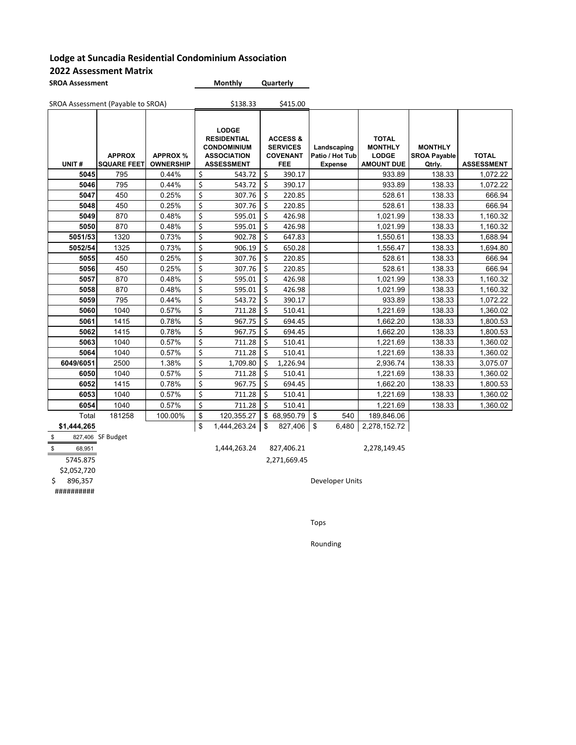**Lodge at Suncadia Residential Condominium Association**

**2022 Assessment Matrix**

| **SROA Assessment** | **Monthly** | **Quarterly** |
|---|---|---|
| SROA Assessment (Payable to SROA) | $138.33 | $415.00 |

| UNIT # | APPROX SQUARE FEET | APPROX % OWNERSHIP | LODGE RESIDENTIAL CONDOMINIUM ASSOCIATION ASSESSMENT | ACCESS & SERVICES COVENANT FEE | Landscaping Patio / Hot Tub Expense | TOTAL MONTHLY LODGE AMOUNT DUE | MONTHLY SROA Payable Qtrly. | TOTAL ASSESSMENT |
|---|---|---|---|---|---|---|---|---|
| 5045 | 795 | 0.44% | $ 543.72 | $ 390.17 | | 933.89 | 138.33 | 1,072.22 |
| 5046 | 795 | 0.44% | $ 543.72 | $ 390.17 | | 933.89 | 138.33 | 1,072.22 |
| 5047 | 450 | 0.25% | $ 307.76 | $ 220.85 | | 528.61 | 138.33 | 666.94 |
| 5048 | 450 | 0.25% | $ 307.76 | $ 220.85 | | 528.61 | 138.33 | 666.94 |
| 5049 | 870 | 0.48% | $ 595.01 | $ 426.98 | | 1,021.99 | 138.33 | 1,160.32 |
| 5050 | 870 | 0.48% | $ 595.01 | $ 426.98 | | 1,021.99 | 138.33 | 1,160.32 |
| 5051/53 | 1320 | 0.73% | $ 902.78 | $ 647.83 | | 1,550.61 | 138.33 | 1,688.94 |
| 5052/54 | 1325 | 0.73% | $ 906.19 | $ 650.28 | | 1,556.47 | 138.33 | 1,694.80 |
| 5055 | 450 | 0.25% | $ 307.76 | $ 220.85 | | 528.61 | 138.33 | 666.94 |
| 5056 | 450 | 0.25% | $ 307.76 | $ 220.85 | | 528.61 | 138.33 | 666.94 |
| 5057 | 870 | 0.48% | $ 595.01 | $ 426.98 | | 1,021.99 | 138.33 | 1,160.32 |
| 5058 | 870 | 0.48% | $ 595.01 | $ 426.98 | | 1,021.99 | 138.33 | 1,160.32 |
| 5059 | 795 | 0.44% | $ 543.72 | $ 390.17 | | 933.89 | 138.33 | 1,072.22 |
| 5060 | 1040 | 0.57% | $ 711.28 | $ 510.41 | | 1,221.69 | 138.33 | 1,360.02 |
| 5061 | 1415 | 0.78% | $ 967.75 | $ 694.45 | | 1,662.20 | 138.33 | 1,800.53 |
| 5062 | 1415 | 0.78% | $ 967.75 | $ 694.45 | | 1,662.20 | 138.33 | 1,800.53 |
| 5063 | 1040 | 0.57% | $ 711.28 | $ 510.41 | | 1,221.69 | 138.33 | 1,360.02 |
| 5064 | 1040 | 0.57% | $ 711.28 | $ 510.41 | | 1,221.69 | 138.33 | 1,360.02 |
| 6049/6051 | 2500 | 1.38% | $ 1,709.80 | $ 1,226.94 | | 2,936.74 | 138.33 | 3,075.07 |
| 6050 | 1040 | 0.57% | $ 711.28 | $ 510.41 | | 1,221.69 | 138.33 | 1,360.02 |
| 6052 | 1415 | 0.78% | $ 967.75 | $ 694.45 | | 1,662.20 | 138.33 | 1,800.53 |
| 6053 | 1040 | 0.57% | $ 711.28 | $ 510.41 | | 1,221.69 | 138.33 | 1,360.02 |
| 6054 | 1040 | 0.57% | $ 711.28 | $ 510.41 | | 1,221.69 | 138.33 | 1,360.02 |
| Total | 181258 | 100.00% | $ 120,355.27 | $ 68,950.79 | $ 540 | 189,846.06 | | |
| **$1,444,265** | | | $ 1,444,263.24 | $ 827,406 | $ 6,480 | 2,278,152.72 | | |
| $ 827,406 SF Budget | | | | | | | | |
| $ 68,951 | | | 1,444,263.24 | 827,406.21 | | 2,278,149.45 | | |
| 5745.875 | | | | 2,271,669.45 | | | | |
| $2,052,720 | | | | | | | | |
| $ 896,357 | | | | | Developer Units | | | |
| ########## | | | | | | | | |

Tops

Rounding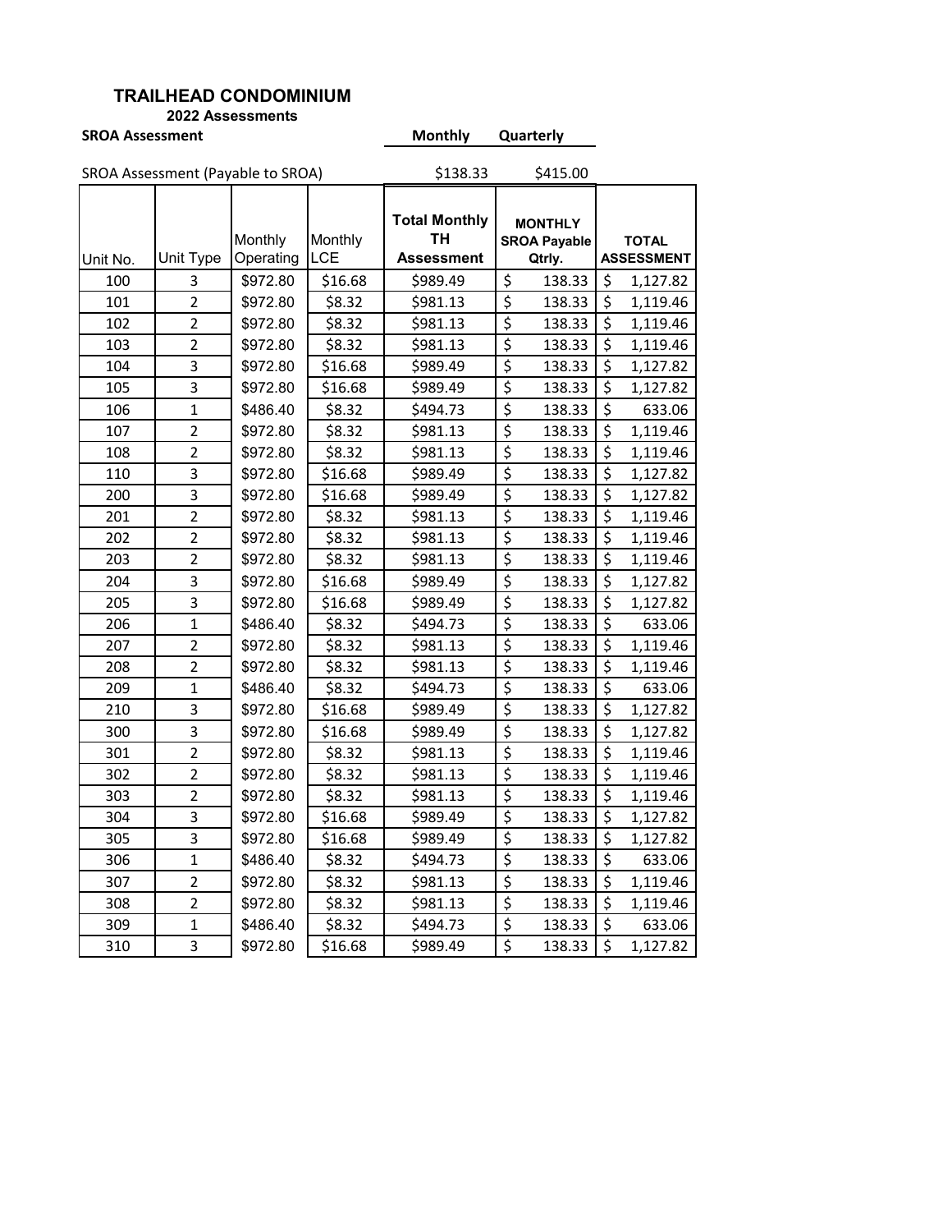## TRAILHEAD CONDOMINIUM

### 2022 Assessments

| SROA Assessment | Monthly | Quarterly |
|---|---|---|
| SROA Assessment (Payable to SROA) | $138.33 | $415.00 |

| Unit No. | Unit Type | Monthly Operating | Monthly LCE | Total Monthly TH Assessment | MONTHLY SROA Payable Qtrly. | TOTAL ASSESSMENT |
|---|---|---|---|---|---|---|
| 100 | 3 | $972.80 | $16.68 | $989.49 | $ 138.33 | $ 1,127.82 |
| 101 | 2 | $972.80 | $8.32 | $981.13 | $ 138.33 | $ 1,119.46 |
| 102 | 2 | $972.80 | $8.32 | $981.13 | $ 138.33 | $ 1,119.46 |
| 103 | 2 | $972.80 | $8.32 | $981.13 | $ 138.33 | $ 1,119.46 |
| 104 | 3 | $972.80 | $16.68 | $989.49 | $ 138.33 | $ 1,127.82 |
| 105 | 3 | $972.80 | $16.68 | $989.49 | $ 138.33 | $ 1,127.82 |
| 106 | 1 | $486.40 | $8.32 | $494.73 | $ 138.33 | $ 633.06 |
| 107 | 2 | $972.80 | $8.32 | $981.13 | $ 138.33 | $ 1,119.46 |
| 108 | 2 | $972.80 | $8.32 | $981.13 | $ 138.33 | $ 1,119.46 |
| 110 | 3 | $972.80 | $16.68 | $989.49 | $ 138.33 | $ 1,127.82 |
| 200 | 3 | $972.80 | $16.68 | $989.49 | $ 138.33 | $ 1,127.82 |
| 201 | 2 | $972.80 | $8.32 | $981.13 | $ 138.33 | $ 1,119.46 |
| 202 | 2 | $972.80 | $8.32 | $981.13 | $ 138.33 | $ 1,119.46 |
| 203 | 2 | $972.80 | $8.32 | $981.13 | $ 138.33 | $ 1,119.46 |
| 204 | 3 | $972.80 | $16.68 | $989.49 | $ 138.33 | $ 1,127.82 |
| 205 | 3 | $972.80 | $16.68 | $989.49 | $ 138.33 | $ 1,127.82 |
| 206 | 1 | $486.40 | $8.32 | $494.73 | $ 138.33 | $ 633.06 |
| 207 | 2 | $972.80 | $8.32 | $981.13 | $ 138.33 | $ 1,119.46 |
| 208 | 2 | $972.80 | $8.32 | $981.13 | $ 138.33 | $ 1,119.46 |
| 209 | 1 | $486.40 | $8.32 | $494.73 | $ 138.33 | $ 633.06 |
| 210 | 3 | $972.80 | $16.68 | $989.49 | $ 138.33 | $ 1,127.82 |
| 300 | 3 | $972.80 | $16.68 | $989.49 | $ 138.33 | $ 1,127.82 |
| 301 | 2 | $972.80 | $8.32 | $981.13 | $ 138.33 | $ 1,119.46 |
| 302 | 2 | $972.80 | $8.32 | $981.13 | $ 138.33 | $ 1,119.46 |
| 303 | 2 | $972.80 | $8.32 | $981.13 | $ 138.33 | $ 1,119.46 |
| 304 | 3 | $972.80 | $16.68 | $989.49 | $ 138.33 | $ 1,127.82 |
| 305 | 3 | $972.80 | $16.68 | $989.49 | $ 138.33 | $ 1,127.82 |
| 306 | 1 | $486.40 | $8.32 | $494.73 | $ 138.33 | $ 633.06 |
| 307 | 2 | $972.80 | $8.32 | $981.13 | $ 138.33 | $ 1,119.46 |
| 308 | 2 | $972.80 | $8.32 | $981.13 | $ 138.33 | $ 1,119.46 |
| 309 | 1 | $486.40 | $8.32 | $494.73 | $ 138.33 | $ 633.06 |
| 310 | 3 | $972.80 | $16.68 | $989.49 | $ 138.33 | $ 1,127.82 |